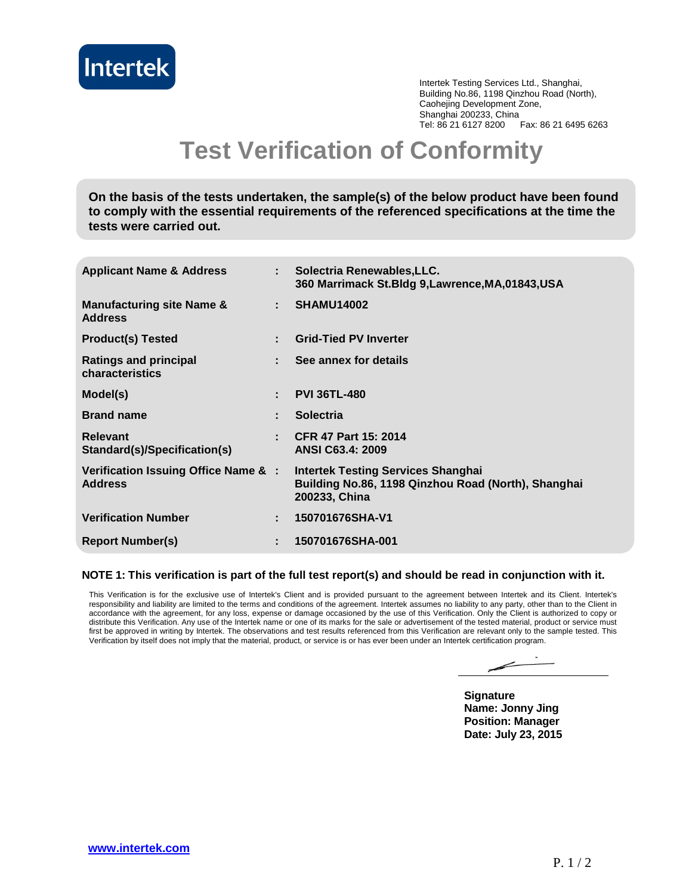Intertek

Intertek Testing Services Ltd., Shanghai,
Building No.86, 1198 Qinzhou Road (North),
Caohejing Development Zone,
Shanghai 200233, China
Tel: 86 21 6127 8200 Fax: 86 21 6495 6263

# Test Verification of Conformity

**On the basis of the tests undertaken, the sample(s) of the below product have been found to comply with the essential requirements of the referenced specifications at the time the tests were carried out.**

| | | |
|---|---|---|
| **Applicant Name & Address** | : | **Solectria Renewables,LLC.**<br>**360 Marrimack St.Bldg 9,Lawrence,MA,01843,USA** |
| **Manufacturing site Name & Address** | : | **SHAMU14002** |
| **Product(s) Tested** | : | **Grid-Tied PV Inverter** |
| **Ratings and principal characteristics** | : | **See annex for details** |
| **Model(s)** | : | **PVI 36TL-480** |
| **Brand name** | : | **Solectria** |
| **Relevant Standard(s)/Specification(s)** | : | **CFR 47 Part 15: 2014**<br>**ANSI C63.4: 2009** |
| **Verification Issuing Office Name & Address** | : | **Intertek Testing Services Shanghai**<br>**Building No.86, 1198 Qinzhou Road (North), Shanghai 200233, China** |
| **Verification Number** | : | **150701676SHA-V1** |
| **Report Number(s)** | : | **150701676SHA-001** |

**NOTE 1: This verification is part of the full test report(s) and should be read in conjunction with it.**

This Verification is for the exclusive use of Intertek's Client and is provided pursuant to the agreement between Intertek and its Client. Intertek's responsibility and liability are limited to the terms and conditions of the agreement. Intertek assumes no liability to any party, other than to the Client in accordance with the agreement, for any loss, expense or damage occasioned by the use of this Verification. Only the Client is authorized to copy or distribute this Verification. Any use of the Intertek name or one of its marks for the sale or advertisement of the tested material, product or service must first be approved in writing by Intertek. The observations and test results referenced from this Verification are relevant only to the sample tested. This Verification by itself does not imply that the material, product, or service is or has ever been under an Intertek certification program.

**Signature**
**Name: Jonny Jing**
**Position: Manager**
**Date: July 23, 2015**

www.intertek.com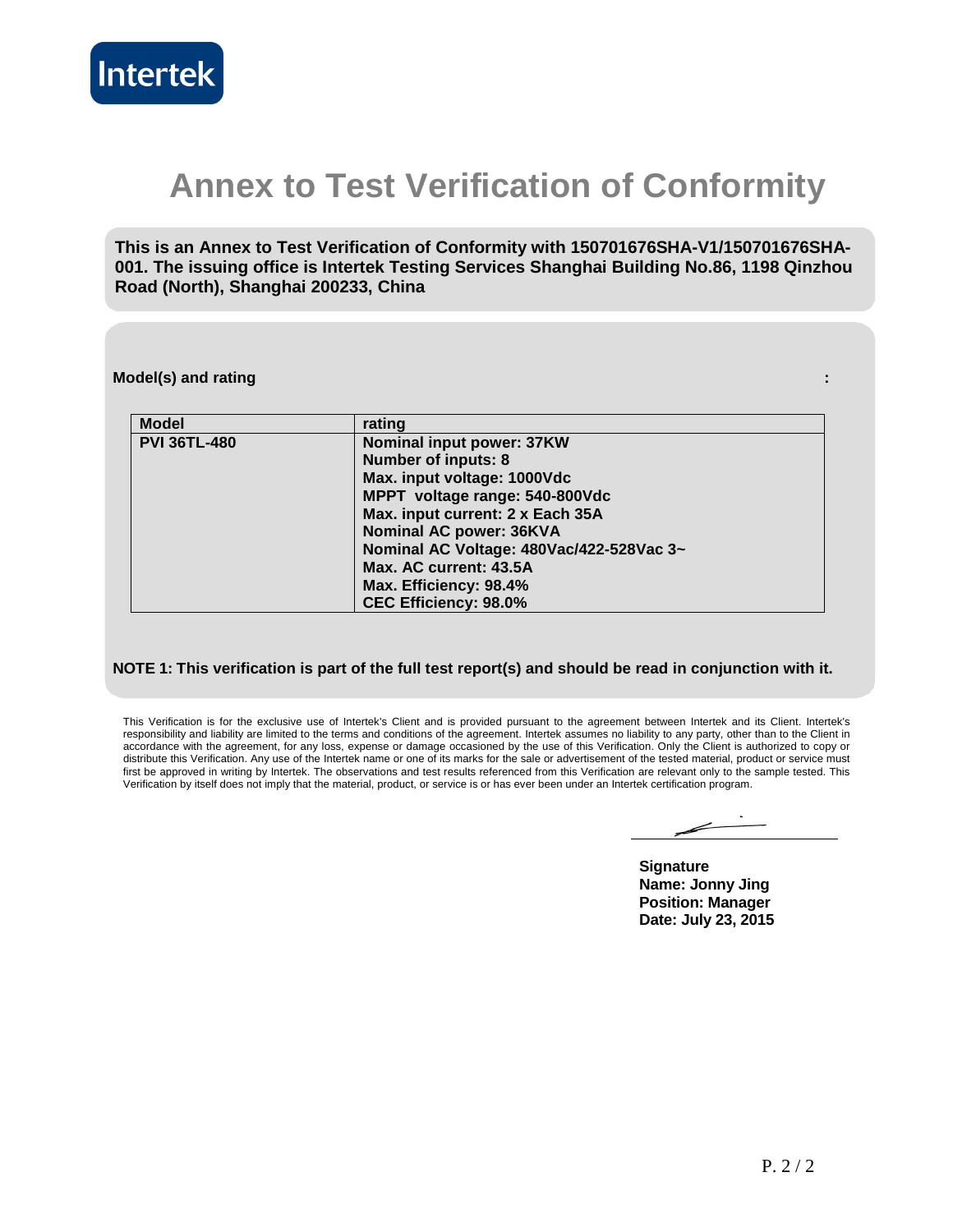# Annex to Test Verification of Conformity

**This is an Annex to Test Verification of Conformity with 150701676SHA-V1/150701676SHA-001. The issuing office is Intertek Testing Services Shanghai Building No.86, 1198 Qinzhou Road (North), Shanghai 200233, China**

**Model(s) and rating :**

| Model | rating |
|---|---|
| PVI 36TL-480 | Nominal input power: 37KW<br>Number of inputs: 8<br>Max. input voltage: 1000Vdc<br>MPPT voltage range: 540-800Vdc<br>Max. input current: 2 x Each 35A<br>Nominal AC power: 36KVA<br>Nominal AC Voltage: 480Vac/422-528Vac 3~<br>Max. AC current: 43.5A<br>Max. Efficiency: 98.4%<br>CEC Efficiency: 98.0% |

**NOTE 1: This verification is part of the full test report(s) and should be read in conjunction with it.**

This Verification is for the exclusive use of Intertek's Client and is provided pursuant to the agreement between Intertek and its Client. Intertek's responsibility and liability are limited to the terms and conditions of the agreement. Intertek assumes no liability to any party, other than to the Client in accordance with the agreement, for any loss, expense or damage occasioned by the use of this Verification. Only the Client is authorized to copy or distribute this Verification. Any use of the Intertek name or one of its marks for the sale or advertisement of the tested material, product or service must first be approved in writing by Intertek. The observations and test results referenced from this Verification are relevant only to the sample tested. This Verification by itself does not imply that the material, product, or service is or has ever been under an Intertek certification program.

**Signature**
**Name: Jonny Jing**
**Position: Manager**
**Date: July 23, 2015**